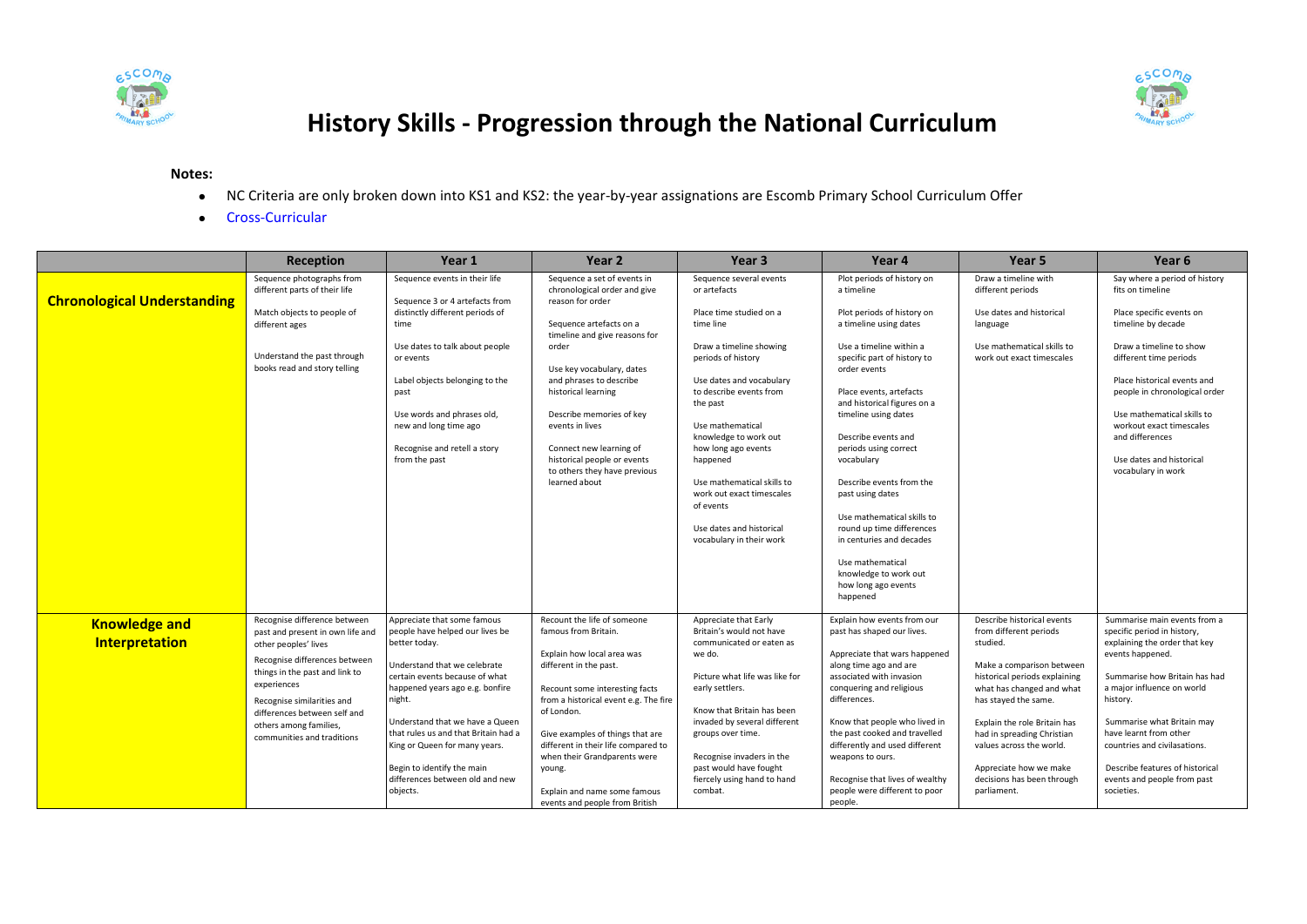# History Skills - Progression through the National Curriculum

**Notes:**

- NC Criteria are only broken down into KS1 and KS2: the year-by-year assignations are Escomb Primary School Curriculum Offer
- Cross-Curricular

| | Reception | Year 1 | Year 2 | Year 3 | Year 4 | Year 5 | Year 6 |
|---|---|---|---|---|---|---|---|
| **Chronological Understanding** | Sequence photographs from different parts of their life<br><br>Match objects to people of different ages<br><br>Understand the past through books read and story telling | Sequence events in their life<br><br>Sequence 3 or 4 artefacts from distinctly different periods of time<br><br>Use dates to talk about people or events<br><br>Label objects belonging to the past<br><br>Use words and phrases old, new and long time ago<br><br>Recognise and retell a story from the past | Sequence a set of events in chronological order and give reason for order<br><br>Sequence artefacts on a timeline and give reasons for order<br><br>Use key vocabulary, dates and phrases to describe historical learning<br><br>Describe memories of key events in lives<br><br>Connect new learning of historical people or events to others they have previous learned about | Sequence several events or artefacts<br><br>Place time studied on a time line<br><br>Draw a timeline showing periods of history<br><br>Use dates and vocabulary to describe events from the past<br><br>Use mathematical knowledge to work out how long ago events happened<br><br>Use mathematical skills to work out exact timescales of events<br><br>Use dates and historical vocabulary in their work | Plot periods of history on a timeline<br><br>Plot periods of history on a timeline using dates<br><br>Use a timeline within a specific part of history to order events<br><br>Place events, artefacts and historical figures on a timeline using dates<br><br>Describe events and periods using correct vocabulary<br><br>Describe events from the past using dates<br><br>Use mathematical skills to round up time differences in centuries and decades<br><br>Use mathematical knowledge to work out how long ago events happened | Draw a timeline with different periods<br><br>Use dates and historical language<br><br>Use mathematical skills to work out exact timescales | Say where a period of history fits on timeline<br><br>Place specific events on timeline by decade<br><br>Draw a timeline to show different time periods<br><br>Place historical events and people in chronological order<br><br>Use mathematical skills to workout exact timescales and differences<br><br>Use dates and historical vocabulary in work |
| **Knowledge and Interpretation** | Recognise difference between past and present in own life and other peoples' lives<br><br>Recognise differences between things in the past and link to experiences<br><br>Recognise similarities and differences between self and others among families, communities and traditions | Appreciate that some famous people have helped our lives be better today.<br><br>Understand that we celebrate certain events because of what happened years ago e.g. bonfire night.<br><br>Understand that we have a Queen that rules us and that Britain had a King or Queen for many years.<br><br>Begin to identify the main differences between old and new objects. | Recount the life of someone famous from Britain.<br><br>Explain how local area was different in the past.<br><br>Recount some interesting facts from a historical event e.g. The fire of London.<br><br>Give examples of things that are different in their life compared to when their Grandparents were young.<br><br>Explain and name some famous events and people from British | Appreciate that Early Britain's would not have communicated or eaten as we do.<br><br>Picture what life was like for early settlers.<br><br>Know that Britain has been invaded by several different groups over time.<br><br>Recognise invaders in the past would have fought fiercely using hand to hand combat. | Explain how events from our past has shaped our lives.<br><br>Appreciate that wars happened along time ago and are associated with invasion conquering and religious differences.<br><br>Know that people who lived in the past cooked and travelled differently and used different weapons to ours.<br><br>Recognise that lives of wealthy people were different to poor people. | Describe historical events from different periods studied.<br><br>Make a comparison between historical periods explaining what has changed and what has stayed the same.<br><br>Explain the role Britain has had in spreading Christian values across the world.<br><br>Appreciate how we make decisions has been through parliament. | Summarise main events from a specific period in history, explaining the order that key events happened.<br><br>Summarise how Britain has had a major influence on world history.<br><br>Summarise what Britain may have learnt from other countries and civilasations.<br><br>Describe features of historical events and people from past societies. |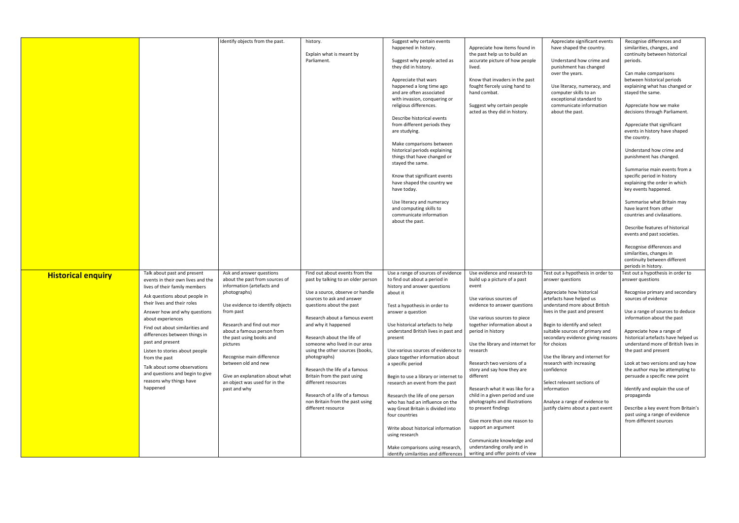| | | | | | | | |
|---|---|---|---|---|---|---|---|
| | | Identify objects from the past. | history.<br><br>Explain what is meant by Parliament. | Suggest why certain events happened in history.<br><br>Suggest why people acted as they did in history.<br><br>Appreciate that wars happened a long time ago and are often associated with invasion, conquering or religious differences.<br><br>Describe historical events from different periods they are studying.<br><br>Make comparisons between historical periods explaining things that have changed or stayed the same.<br><br>Know that significant events have shaped the country we have today.<br><br>Use literacy and numeracy and computing skills to communicate information about the past. | Appreciate how items found in the past help us to build an accurate picture of how people lived.<br><br>Know that invaders in the past fought fiercely using hand to hand combat.<br><br>Suggest why certain people acted as they did in history. | Appreciate significant events have shaped the country.<br><br>Understand how crime and punishment has changed over the years.<br><br>Use literacy, numeracy, and computer skills to an exceptional standard to communicate information about the past. | Recognise differences and similarities, changes, and continuity between historical periods.<br><br>Can make comparisons between historical periods explaining what has changed or stayed the same.<br><br>Appreciate how we make decisions through Parliament.<br><br>Appreciate that significant events in history have shaped the country.<br><br>Understand how crime and punishment has changed.<br><br>Summarise main events from a specific period in history explaining the order in which key events happened.<br><br>Summarise what Britain may have learnt from other countries and civilisations.<br><br>Describe features of historical events and past societies.<br><br>Recognise differences and similarities, changes in continuity between different periods in history. |
| **Historical enquiry** | Talk about past and present events in their own lives and the lives of their family members<br><br>Ask questions about people in their lives and their roles<br><br>Answer how and why questions about experiences<br><br>Find out about similarities and differences between things in past and present<br><br>Listen to stories about people from the past<br><br>Talk about some observations and questions and begin to give reasons why things have happened | Ask and answer questions about the past from sources of information (artefacts and photographs)<br><br>Use evidence to identify objects from past<br><br>Research and find out mor about a famous person from the past using books and pictures<br><br>Recognise main difference between old and new<br><br>Give an explanation about what an object was used for in the past and why | Find out about events from the past by talking to an older person<br><br>Use a source, observe or handle sources to ask and answer questions about the past<br><br>Research about a famous event and why it happened<br><br>Research about the life of someone who lived in our area using the other sources (books, photographs)<br><br>Research the life of a famous Britain from the past using different resources<br><br>Research of a life of a famous non Britain from the past using different resource | Use a range of sources of evidence to find out about a period in history and answer questions about it<br><br>Test a hypothesis in order to answer a question<br><br>Use historical artefacts to help understand British lives in past and present<br><br>Use various sources of evidence to place together information about a specific period<br><br>Begin to use a library or internet to research an event from the past<br><br>Research the life of one person who has had an influence on the way Great Britain is divided into four countries<br><br>Write about historical information using research<br><br>Make comparisons using research, identify similarities and differences | Use evidence and research to build up a picture of a past event<br><br>Use various sources of evidence to answer questions<br><br>Use various sources to piece together information about a period in history<br><br>Use the library and internet for research<br><br>Research two versions of a story and say how they are different<br><br>Research what it was like for a child in a given period and use photographs and illustrations to present findings<br><br>Give more than one reason to support an argument<br><br>Communicate knowledge and understanding orally and in writing and offer points of view | Test out a hypothesis in order to answer questions<br><br>Appreciate how historical artefacts have helped us understand more about British lives in the past and present<br><br>Begin to identify and select suitable sources of primary and secondary evidence giving reasons for choices<br><br>Use the library and internet for research with increasing confidence<br><br>Select relevant sections of information<br><br>Analyse a range of evidence to justify claims about a past event | Test out a hypothesis in order to answer questions<br><br>Recognise primary and secondary sources of evidence<br><br>Use a range of sources to deduce information about the past<br><br>Appreciate how a range of historical artefacts have helped us understand more of British lives in the past and present<br><br>Look at two versions and say how the author may be attempting to persuade a specific new point<br><br>Identify and explain the use of propaganda<br><br>Describe a key event from Britain's past using a range of evidence from different sources |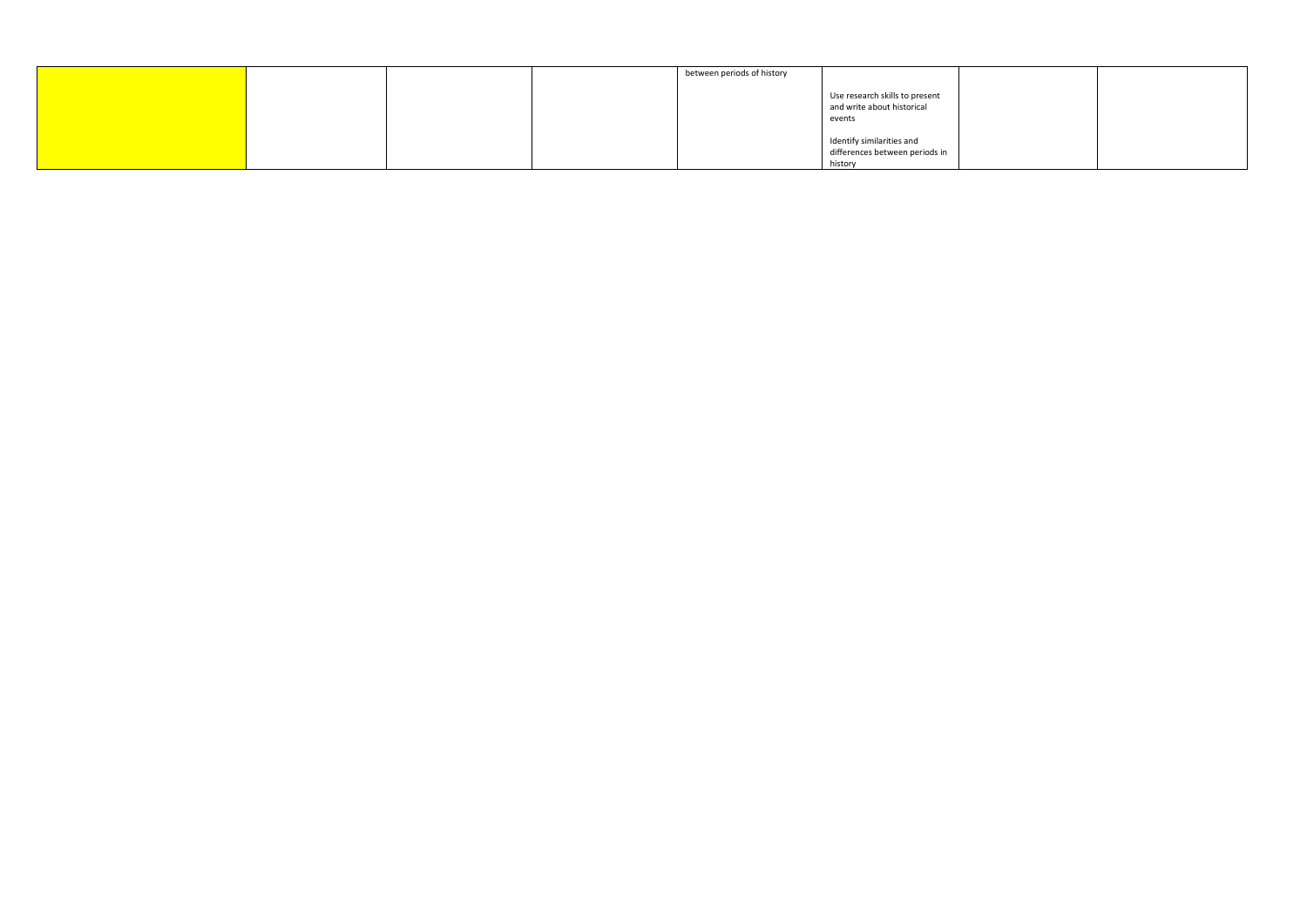| | | | | | | | |
|---|---|---|---|---|---|---|---|
| | | | | between periods of history | Use research skills to present and write about historical events<br><br>Identify similarities and differences between periods in history | | |